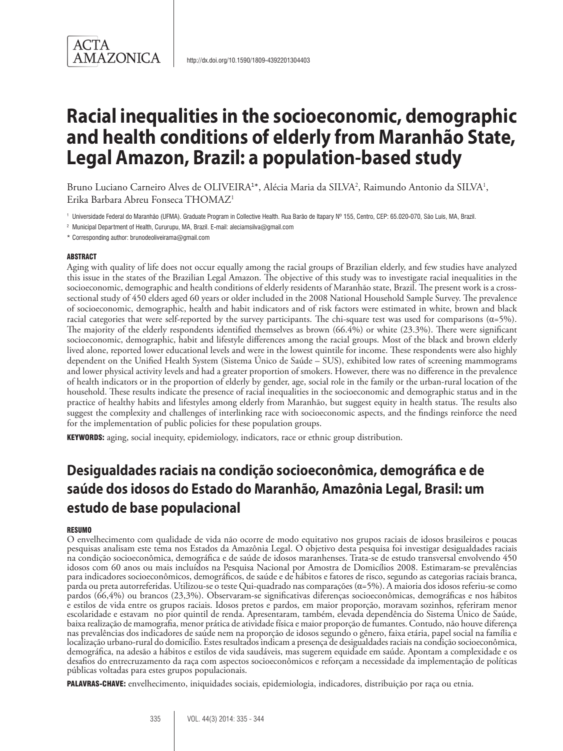ACTA AMAZONICA

http://dx.doi.org/10.1590/1809-4392201304403

# Racial inequalities in the socioeconomic, demographic and health conditions of elderly from Maranhão State, Legal Amazon, Brazil: a population-based study

Bruno Luciano Carneiro Alves de OLIVEIRA[1]*, Alécia Maria da SILVA[2], Raimundo Antonio da SILVA[1], Erika Barbara Abreu Fonseca THOMAZ[1]

[1] Universidade Federal do Maranhão (UFMA). Graduate Program in Collective Health. Rua Barão de Itapary Nº 155, Centro, CEP: 65.020-070, São Luís, MA, Brazil.

[2] Municipal Department of Health, Cururupu, MA, Brazil. E-mail: aleciamsilva@gmail.com

* Corresponding author: brunodeoliveirama@gmail.com

#### ABSTRACT

Aging with quality of life does not occur equally among the racial groups of Brazilian elderly, and few studies have analyzed this issue in the states of the Brazilian Legal Amazon. The objective of this study was to investigate racial inequalities in the socioeconomic, demographic and health conditions of elderly residents of Maranhão state, Brazil. The present work is a cross-sectional study of 450 elders aged 60 years or older included in the 2008 National Household Sample Survey. The prevalence of socioeconomic, demographic, health and habit indicators and of risk factors were estimated in white, brown and black racial categories that were self-reported by the survey participants. The chi-square test was used for comparisons (α=5%). The majority of the elderly respondents identified themselves as brown (66.4%) or white (23.3%). There were significant socioeconomic, demographic, habit and lifestyle differences among the racial groups. Most of the black and brown elderly lived alone, reported lower educational levels and were in the lowest quintile for income. These respondents were also highly dependent on the Unified Health System (Sistema Único de Saúde – SUS), exhibited low rates of screening mammograms and lower physical activity levels and had a greater proportion of smokers. However, there was no difference in the prevalence of health indicators or in the proportion of elderly by gender, age, social role in the family or the urban-rural location of the household. These results indicate the presence of racial inequalities in the socioeconomic and demographic status and in the practice of healthy habits and lifestyles among elderly from Maranhão, but suggest equity in health status. The results also suggest the complexity and challenges of interlinking race with socioeconomic aspects, and the findings reinforce the need for the implementation of public policies for these population groups.

**KEYWORDS:** aging, social inequity, epidemiology, indicators, race or ethnic group distribution.

# Desigualdades raciais na condição socioeconômica, demográfica e de saúde dos idosos do Estado do Maranhão, Amazônia Legal, Brasil: um estudo de base populacional

#### RESUMO

O envelhecimento com qualidade de vida não ocorre de modo equitativo nos grupos raciais de idosos brasileiros e poucas pesquisas analisam este tema nos Estados da Amazônia Legal. O objetivo desta pesquisa foi investigar desigualdades raciais na condição socioeconômica, demográfica e de saúde de idosos maranhenses. Trata-se de estudo transversal envolvendo 450 idosos com 60 anos ou mais incluídos na Pesquisa Nacional por Amostra de Domicílios 2008. Estimaram-se prevalências para indicadores socioeconômicos, demográficos, de saúde e de hábitos e fatores de risco, segundo as categorias raciais branca, parda ou preta autorreferidas. Utilizou-se o teste Qui-quadrado nas comparações (α=5%). A maioria dos idosos referiu-se como pardos (66,4%) ou brancos (23,3%). Observaram-se significativas diferenças socioeconômicas, demográficas e nos hábitos e estilos de vida entre os grupos raciais. Idosos pretos e pardos, em maior proporção, moravam sozinhos, referiram menor escolaridade e estavam no pior quintil de renda. Apresentaram, também, elevada dependência do Sistema Único de Saúde, baixa realização de mamografia, menor prática de atividade física e maior proporção de fumantes. Contudo, não houve diferença nas prevalências dos indicadores de saúde nem na proporção de idosos segundo o gênero, faixa etária, papel social na família e localização urbano-rural do domicílio. Estes resultados indicam a presença de desigualdades raciais na condição socioeconômica, demográfica, na adesão a hábitos e estilos de vida saudáveis, mas sugerem equidade em saúde. Apontam a complexidade e os desafios do entrecruzamento da raça com aspectos socioeconômicos e reforçam a necessidade da implementação de políticas públicas voltadas para estes grupos populacionais.

**PALAVRAS-CHAVE:** envelhecimento, iniquidades sociais, epidemiologia, indicadores, distribuição por raça ou etnia.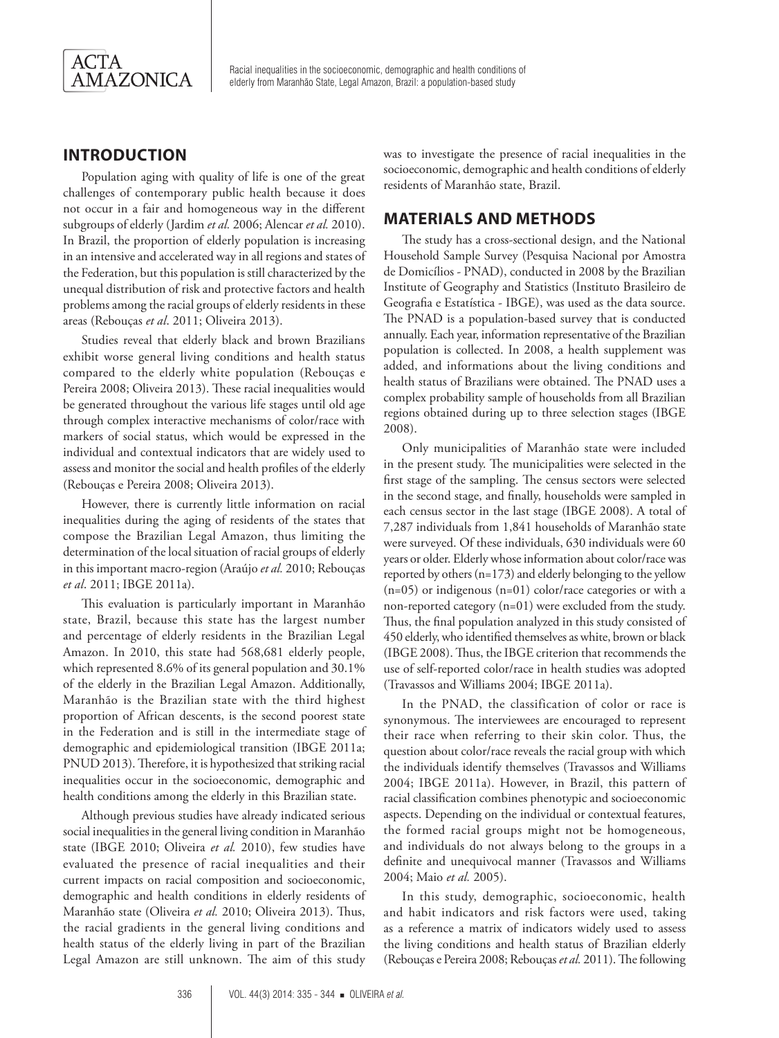## INTRODUCTION

Population aging with quality of life is one of the great challenges of contemporary public health because it does not occur in a fair and homogeneous way in the different subgroups of elderly (Jardim *et al.* 2006; Alencar *et al.* 2010). In Brazil, the proportion of elderly population is increasing in an intensive and accelerated way in all regions and states of the Federation, but this population is still characterized by the unequal distribution of risk and protective factors and health problems among the racial groups of elderly residents in these areas (Rebouças *et al*. 2011; Oliveira 2013).

Studies reveal that elderly black and brown Brazilians exhibit worse general living conditions and health status compared to the elderly white population (Rebouças e Pereira 2008; Oliveira 2013). These racial inequalities would be generated throughout the various life stages until old age through complex interactive mechanisms of color/race with markers of social status, which would be expressed in the individual and contextual indicators that are widely used to assess and monitor the social and health profiles of the elderly (Rebouças e Pereira 2008; Oliveira 2013).

However, there is currently little information on racial inequalities during the aging of residents of the states that compose the Brazilian Legal Amazon, thus limiting the determination of the local situation of racial groups of elderly in this important macro-region (Araújo *et al.* 2010; Rebouças *et al*. 2011; IBGE 2011a).

This evaluation is particularly important in Maranhão state, Brazil, because this state has the largest number and percentage of elderly residents in the Brazilian Legal Amazon. In 2010, this state had 568,681 elderly people, which represented 8.6% of its general population and 30.1% of the elderly in the Brazilian Legal Amazon. Additionally, Maranhão is the Brazilian state with the third highest proportion of African descents, is the second poorest state in the Federation and is still in the intermediate stage of demographic and epidemiological transition (IBGE 2011a; PNUD 2013). Therefore, it is hypothesized that striking racial inequalities occur in the socioeconomic, demographic and health conditions among the elderly in this Brazilian state.

Although previous studies have already indicated serious social inequalities in the general living condition in Maranhão state (IBGE 2010; Oliveira *et al.* 2010), few studies have evaluated the presence of racial inequalities and their current impacts on racial composition and socioeconomic, demographic and health conditions in elderly residents of Maranhão state (Oliveira *et al.* 2010; Oliveira 2013). Thus, the racial gradients in the general living conditions and health status of the elderly living in part of the Brazilian Legal Amazon are still unknown. The aim of this study was to investigate the presence of racial inequalities in the socioeconomic, demographic and health conditions of elderly residents of Maranhão state, Brazil.

## MATERIALS AND METHODS

The study has a cross-sectional design, and the National Household Sample Survey (Pesquisa Nacional por Amostra de Domicílios - PNAD), conducted in 2008 by the Brazilian Institute of Geography and Statistics (Instituto Brasileiro de Geografia e Estatística - IBGE), was used as the data source. The PNAD is a population-based survey that is conducted annually. Each year, information representative of the Brazilian population is collected. In 2008, a health supplement was added, and informations about the living conditions and health status of Brazilians were obtained. The PNAD uses a complex probability sample of households from all Brazilian regions obtained during up to three selection stages (IBGE 2008).

Only municipalities of Maranhão state were included in the present study. The municipalities were selected in the first stage of the sampling. The census sectors were selected in the second stage, and finally, households were sampled in each census sector in the last stage (IBGE 2008). A total of 7,287 individuals from 1,841 households of Maranhão state were surveyed. Of these individuals, 630 individuals were 60 years or older. Elderly whose information about color/race was reported by others (n=173) and elderly belonging to the yellow (n=05) or indigenous (n=01) color/race categories or with a non-reported category (n=01) were excluded from the study. Thus, the final population analyzed in this study consisted of 450 elderly, who identified themselves as white, brown or black (IBGE 2008). Thus, the IBGE criterion that recommends the use of self-reported color/race in health studies was adopted (Travassos and Williams 2004; IBGE 2011a).

In the PNAD, the classification of color or race is synonymous. The interviewees are encouraged to represent their race when referring to their skin color. Thus, the question about color/race reveals the racial group with which the individuals identify themselves (Travassos and Williams 2004; IBGE 2011a). However, in Brazil, this pattern of racial classification combines phenotypic and socioeconomic aspects. Depending on the individual or contextual features, the formed racial groups might not be homogeneous, and individuals do not always belong to the groups in a definite and unequivocal manner (Travassos and Williams 2004; Maio *et al.* 2005).

In this study, demographic, socioeconomic, health and habit indicators and risk factors were used, taking as a reference a matrix of indicators widely used to assess the living conditions and health status of Brazilian elderly (Rebouças e Pereira 2008; Rebouças *et al.* 2011). The following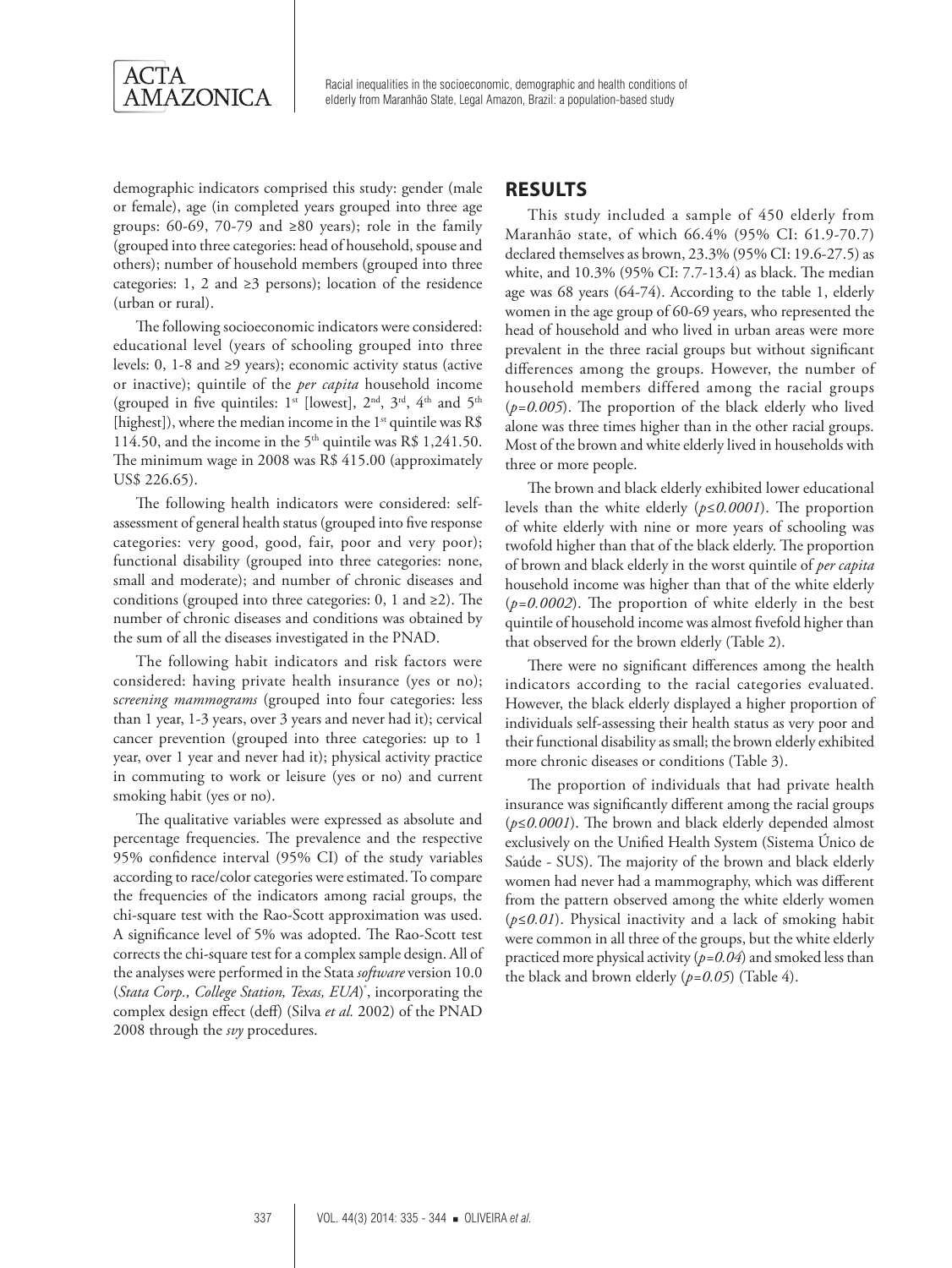demographic indicators comprised this study: gender (male or female), age (in completed years grouped into three age groups: 60-69, 70-79 and ≥80 years); role in the family (grouped into three categories: head of household, spouse and others); number of household members (grouped into three categories: 1, 2 and ≥3 persons); location of the residence (urban or rural).

The following socioeconomic indicators were considered: educational level (years of schooling grouped into three levels: 0, 1-8 and ≥9 years); economic activity status (active or inactive); quintile of the *per capita* household income (grouped in five quintiles: 1st [lowest], 2nd, 3rd, 4th and 5th [highest]), where the median income in the 1st quintile was R$ 114.50, and the income in the 5th quintile was R$ 1,241.50. The minimum wage in 2008 was R$ 415.00 (approximately US$ 226.65).

The following health indicators were considered: self-assessment of general health status (grouped into five response categories: very good, good, fair, poor and very poor); functional disability (grouped into three categories: none, small and moderate); and number of chronic diseases and conditions (grouped into three categories: 0, 1 and ≥2). The number of chronic diseases and conditions was obtained by the sum of all the diseases investigated in the PNAD.

The following habit indicators and risk factors were considered: having private health insurance (yes or no); s*creening mammograms* (grouped into four categories: less than 1 year, 1-3 years, over 3 years and never had it); cervical cancer prevention (grouped into three categories: up to 1 year, over 1 year and never had it); physical activity practice in commuting to work or leisure (yes or no) and current smoking habit (yes or no).

The qualitative variables were expressed as absolute and percentage frequencies. The prevalence and the respective 95% confidence interval (95% CI) of the study variables according to race/color categories were estimated. To compare the frequencies of the indicators among racial groups, the chi-square test with the Rao-Scott approximation was used. A significance level of 5% was adopted. The Rao-Scott test corrects the chi-square test for a complex sample design. All of the analyses were performed in the Stata *software* version 10.0 (*Stata Corp., College Station, Texas, EUA*)®, incorporating the complex design effect (deff) (Silva *et al.* 2002) of the PNAD 2008 through the *svy* procedures.

## RESULTS

This study included a sample of 450 elderly from Maranhão state, of which 66.4% (95% CI: 61.9-70.7) declared themselves as brown, 23.3% (95% CI: 19.6-27.5) as white, and 10.3% (95% CI: 7.7-13.4) as black. The median age was 68 years (64-74). According to the table 1, elderly women in the age group of 60-69 years, who represented the head of household and who lived in urban areas were more prevalent in the three racial groups but without significant differences among the groups. However, the number of household members differed among the racial groups (*p=0.005*). The proportion of the black elderly who lived alone was three times higher than in the other racial groups. Most of the brown and white elderly lived in households with three or more people.

The brown and black elderly exhibited lower educational levels than the white elderly (*p≤0.0001*). The proportion of white elderly with nine or more years of schooling was twofold higher than that of the black elderly. The proportion of brown and black elderly in the worst quintile of *per capita* household income was higher than that of the white elderly (*p=0.0002*). The proportion of white elderly in the best quintile of household income was almost fivefold higher than that observed for the brown elderly (Table 2).

There were no significant differences among the health indicators according to the racial categories evaluated. However, the black elderly displayed a higher proportion of individuals self-assessing their health status as very poor and their functional disability as small; the brown elderly exhibited more chronic diseases or conditions (Table 3).

The proportion of individuals that had private health insurance was significantly different among the racial groups (*p≤0.0001*). The brown and black elderly depended almost exclusively on the Unified Health System (Sistema Único de Saúde - SUS). The majority of the brown and black elderly women had never had a mammography, which was different from the pattern observed among the white elderly women (*p≤0.01*). Physical inactivity and a lack of smoking habit were common in all three of the groups, but the white elderly practiced more physical activity (*p=0.04*) and smoked less than the black and brown elderly (*p=0.05*) (Table 4).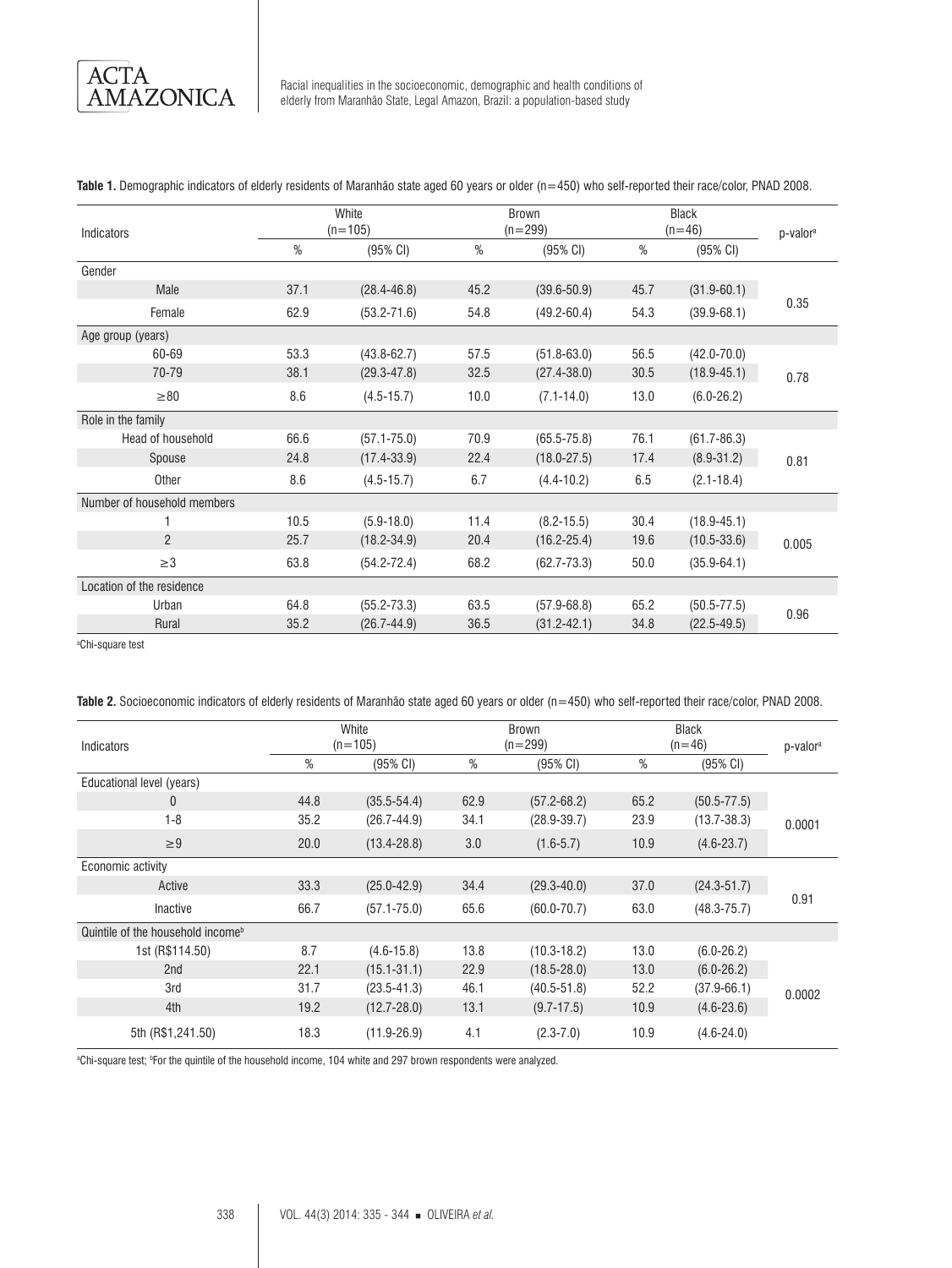**Table 1.** Demographic indicators of elderly residents of Maranhão state aged 60 years or older (n=450) who self-reported their race/color, PNAD 2008.

| Indicators | White (n=105) | | Brown (n=299) | | Black (n=46) | | p-valor[a] |
|---|---|---|---|---|---|---|---|
| | % | (95% CI) | % | (95% CI) | % | (95% CI) | |
| Gender | | | | | | | |
| Male | 37.1 | (28.4-46.8) | 45.2 | (39.6-50.9) | 45.7 | (31.9-60.1) | 0.35 |
| Female | 62.9 | (53.2-71.6) | 54.8 | (49.2-60.4) | 54.3 | (39.9-68.1) | |
| Age group (years) | | | | | | | |
| 60-69 | 53.3 | (43.8-62.7) | 57.5 | (51.8-63.0) | 56.5 | (42.0-70.0) | 0.78 |
| 70-79 | 38.1 | (29.3-47.8) | 32.5 | (27.4-38.0) | 30.5 | (18.9-45.1) | |
| ≥80 | 8.6 | (4.5-15.7) | 10.0 | (7.1-14.0) | 13.0 | (6.0-26.2) | |
| Role in the family | | | | | | | |
| Head of household | 66.6 | (57.1-75.0) | 70.9 | (65.5-75.8) | 76.1 | (61.7-86.3) | 0.81 |
| Spouse | 24.8 | (17.4-33.9) | 22.4 | (18.0-27.5) | 17.4 | (8.9-31.2) | |
| Other | 8.6 | (4.5-15.7) | 6.7 | (4.4-10.2) | 6.5 | (2.1-18.4) | |
| Number of household members | | | | | | | |
| 1 | 10.5 | (5.9-18.0) | 11.4 | (8.2-15.5) | 30.4 | (18.9-45.1) | 0.005 |
| 2 | 25.7 | (18.2-34.9) | 20.4 | (16.2-25.4) | 19.6 | (10.5-33.6) | |
| ≥3 | 63.8 | (54.2-72.4) | 68.2 | (62.7-73.3) | 50.0 | (35.9-64.1) | |
| Location of the residence | | | | | | | |
| Urban | 64.8 | (55.2-73.3) | 63.5 | (57.9-68.8) | 65.2 | (50.5-77.5) | 0.96 |
| Rural | 35.2 | (26.7-44.9) | 36.5 | (31.2-42.1) | 34.8 | (22.5-49.5) | |

[a]Chi-square test

**Table 2.** Socioeconomic indicators of elderly residents of Maranhão state aged 60 years or older (n=450) who self-reported their race/color, PNAD 2008.

| Indicators | White (n=105) | | Brown (n=299) | | Black (n=46) | | p-valor[a] |
|---|---|---|---|---|---|---|---|
| | % | (95% CI) | % | (95% CI) | % | (95% CI) | |
| Educational level (years) | | | | | | | |
| 0 | 44.8 | (35.5-54.4) | 62.9 | (57.2-68.2) | 65.2 | (50.5-77.5) | 0.0001 |
| 1-8 | 35.2 | (26.7-44.9) | 34.1 | (28.9-39.7) | 23.9 | (13.7-38.3) | |
| ≥9 | 20.0 | (13.4-28.8) | 3.0 | (1.6-5.7) | 10.9 | (4.6-23.7) | |
| Economic activity | | | | | | | |
| Active | 33.3 | (25.0-42.9) | 34.4 | (29.3-40.0) | 37.0 | (24.3-51.7) | 0.91 |
| Inactive | 66.7 | (57.1-75.0) | 65.6 | (60.0-70.7) | 63.0 | (48.3-75.7) | |
| Quintile of the household income[b] | | | | | | | |
| 1st (R$114.50) | 8.7 | (4.6-15.8) | 13.8 | (10.3-18.2) | 13.0 | (6.0-26.2) | 0.0002 |
| 2nd | 22.1 | (15.1-31.1) | 22.9 | (18.5-28.0) | 13.0 | (6.0-26.2) | |
| 3rd | 31.7 | (23.5-41.3) | 46.1 | (40.5-51.8) | 52.2 | (37.9-66.1) | |
| 4th | 19.2 | (12.7-28.0) | 13.1 | (9.7-17.5) | 10.9 | (4.6-23.6) | |
| 5th (R$1,241.50) | 18.3 | (11.9-26.9) | 4.1 | (2.3-7.0) | 10.9 | (4.6-24.0) | |

[a]Chi-square test; [b]For the quintile of the household income, 104 white and 297 brown respondents were analyzed.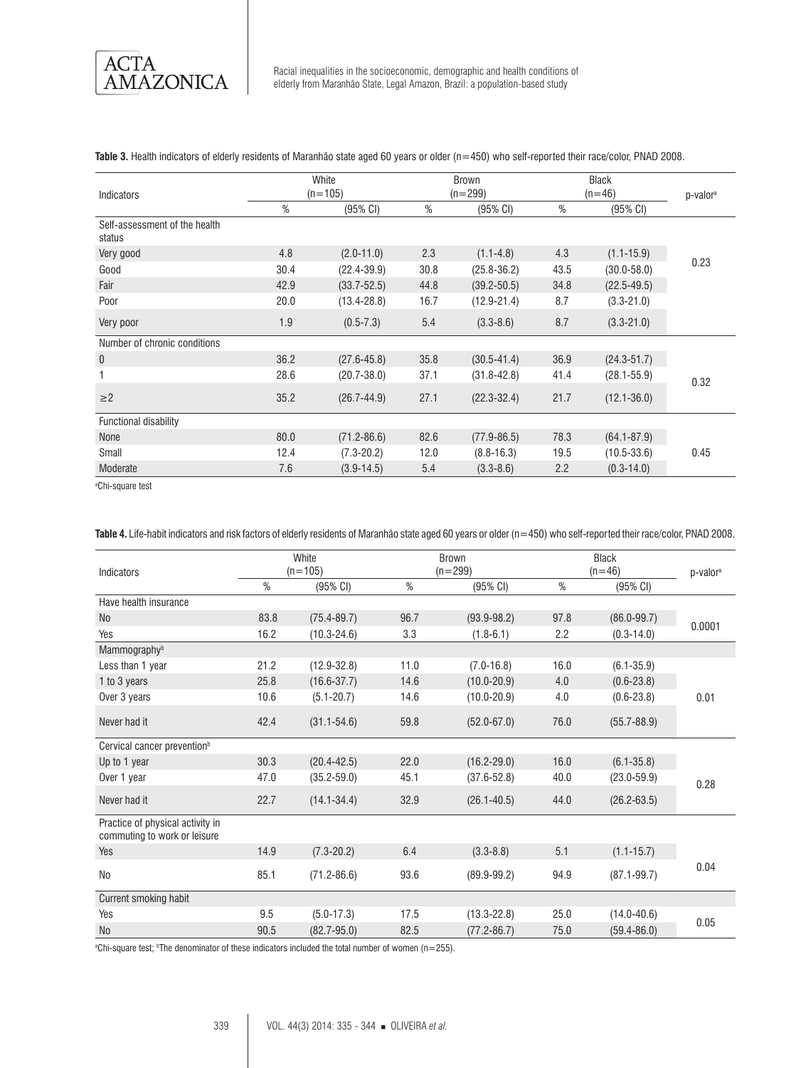**Table 3.** Health indicators of elderly residents of Maranhão state aged 60 years or older (n=450) who self-reported their race/color, PNAD 2008.

| Indicators | White (n=105) | | Brown (n=299) | | Black (n=46) | | p-valor[a] |
|---|---|---|---|---|---|---|---|
| | % | (95% CI) | % | (95% CI) | % | (95% CI) | |
| Self-assessment of the health status | | | | | | | |
| Very good | 4.8 | (2.0-11.0) | 2.3 | (1.1-4.8) | 4.3 | (1.1-15.9) | 0.23 |
| Good | 30.4 | (22.4-39.9) | 30.8 | (25.8-36.2) | 43.5 | (30.0-58.0) | |
| Fair | 42.9 | (33.7-52.5) | 44.8 | (39.2-50.5) | 34.8 | (22.5-49.5) | |
| Poor | 20.0 | (13.4-28.8) | 16.7 | (12.9-21.4) | 8.7 | (3.3-21.0) | |
| Very poor | 1.9 | (0.5-7.3) | 5.4 | (3.3-8.6) | 8.7 | (3.3-21.0) | |
| Number of chronic conditions | | | | | | | |
| 0 | 36.2 | (27.6-45.8) | 35.8 | (30.5-41.4) | 36.9 | (24.3-51.7) | 0.32 |
| 1 | 28.6 | (20.7-38.0) | 37.1 | (31.8-42.8) | 41.4 | (28.1-55.9) | |
| ≥2 | 35.2 | (26.7-44.9) | 27.1 | (22.3-32.4) | 21.7 | (12.1-36.0) | |
| Functional disability | | | | | | | |
| None | 80.0 | (71.2-86.6) | 82.6 | (77.9-86.5) | 78.3 | (64.1-87.9) | 0.45 |
| Small | 12.4 | (7.3-20.2) | 12.0 | (8.8-16.3) | 19.5 | (10.5-33.6) | |
| Moderate | 7.6 | (3.9-14.5) | 5.4 | (3.3-8.6) | 2.2 | (0.3-14.0) | |

[a]Chi-square test

**Table 4.** Life-habit indicators and risk factors of elderly residents of Maranhão state aged 60 years or older (n=450) who self-reported their race/color, PNAD 2008.

| Indicators | White (n=105) | | Brown (n=299) | | Black (n=46) | | p-valor[a] |
|---|---|---|---|---|---|---|---|
| | % | (95% CI) | % | (95% CI) | % | (95% CI) | |
| Have health insurance | | | | | | | |
| No | 83.8 | (75.4-89.7) | 96.7 | (93.9-98.2) | 97.8 | (86.0-99.7) | 0.0001 |
| Yes | 16.2 | (10.3-24.6) | 3.3 | (1.8-6.1) | 2.2 | (0.3-14.0) | |
| Mammography[b] | | | | | | | |
| Less than 1 year | 21.2 | (12.9-32.8) | 11.0 | (7.0-16.8) | 16.0 | (6.1-35.9) | 0.01 |
| 1 to 3 years | 25.8 | (16.6-37.7) | 14.6 | (10.0-20.9) | 4.0 | (0.6-23.8) | |
| Over 3 years | 10.6 | (5.1-20.7) | 14.6 | (10.0-20.9) | 4.0 | (0.6-23.8) | |
| Never had it | 42.4 | (31.1-54.6) | 59.8 | (52.0-67.0) | 76.0 | (55.7-88.9) | |
| Cervical cancer prevention[b] | | | | | | | |
| Up to 1 year | 30.3 | (20.4-42.5) | 22.0 | (16.2-29.0) | 16.0 | (6.1-35.8) | 0.28 |
| Over 1 year | 47.0 | (35.2-59.0) | 45.1 | (37.6-52.8) | 40.0 | (23.0-59.9) | |
| Never had it | 22.7 | (14.1-34.4) | 32.9 | (26.1-40.5) | 44.0 | (26.2-63.5) | |
| Practice of physical activity in commuting to work or leisure | | | | | | | |
| Yes | 14.9 | (7.3-20.2) | 6.4 | (3.3-8.8) | 5.1 | (1.1-15.7) | 0.04 |
| No | 85.1 | (71.2-86.6) | 93.6 | (89.9-99.2) | 94.9 | (87.1-99.7) | |
| Current smoking habit | | | | | | | |
| Yes | 9.5 | (5.0-17.3) | 17.5 | (13.3-22.8) | 25.0 | (14.0-40.6) | 0.05 |
| No | 90.5 | (82.7-95.0) | 82.5 | (77.2-86.7) | 75.0 | (59.4-86.0) | |

[a]Chi-square test; [b]The denominator of these indicators included the total number of women (n=255).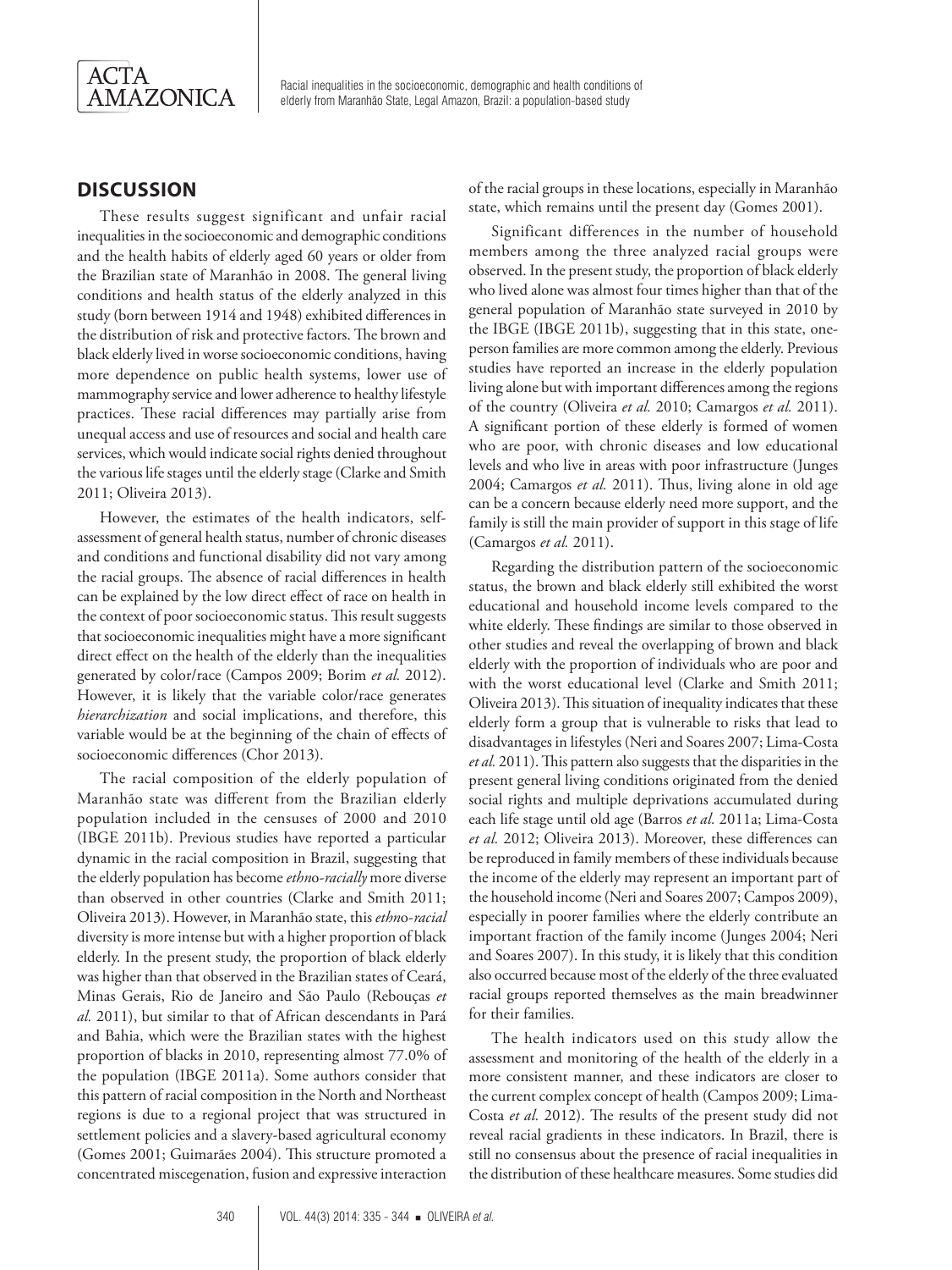## DISCUSSION

These results suggest significant and unfair racial inequalities in the socioeconomic and demographic conditions and the health habits of elderly aged 60 years or older from the Brazilian state of Maranhão in 2008. The general living conditions and health status of the elderly analyzed in this study (born between 1914 and 1948) exhibited differences in the distribution of risk and protective factors. The brown and black elderly lived in worse socioeconomic conditions, having more dependence on public health systems, lower use of mammography service and lower adherence to healthy lifestyle practices. These racial differences may partially arise from unequal access and use of resources and social and health care services, which would indicate social rights denied throughout the various life stages until the elderly stage (Clarke and Smith 2011; Oliveira 2013).

However, the estimates of the health indicators, self-assessment of general health status, number of chronic diseases and conditions and functional disability did not vary among the racial groups. The absence of racial differences in health can be explained by the low direct effect of race on health in the context of poor socioeconomic status. This result suggests that socioeconomic inequalities might have a more significant direct effect on the health of the elderly than the inequalities generated by color/race (Campos 2009; Borim *et al.* 2012). However, it is likely that the variable color/race generates *hierarchization* and social implications, and therefore, this variable would be at the beginning of the chain of effects of socioeconomic differences (Chor 2013).

The racial composition of the elderly population of Maranhão state was different from the Brazilian elderly population included in the censuses of 2000 and 2010 (IBGE 2011b). Previous studies have reported a particular dynamic in the racial composition in Brazil, suggesting that the elderly population has become *ethno-racially* more diverse than observed in other countries (Clarke and Smith 2011; Oliveira 2013). However, in Maranhão state, this *ethno-racial* diversity is more intense but with a higher proportion of black elderly. In the present study, the proportion of black elderly was higher than that observed in the Brazilian states of Ceará, Minas Gerais, Rio de Janeiro and São Paulo (Rebouças *et al.* 2011), but similar to that of African descendants in Pará and Bahia, which were the Brazilian states with the highest proportion of blacks in 2010, representing almost 77.0% of the population (IBGE 2011a). Some authors consider that this pattern of racial composition in the North and Northeast regions is due to a regional project that was structured in settlement policies and a slavery-based agricultural economy (Gomes 2001; Guimarães 2004). This structure promoted a concentrated miscegenation, fusion and expressive interaction of the racial groups in these locations, especially in Maranhão state, which remains until the present day (Gomes 2001).

Significant differences in the number of household members among the three analyzed racial groups were observed. In the present study, the proportion of black elderly who lived alone was almost four times higher than that of the general population of Maranhão state surveyed in 2010 by the IBGE (IBGE 2011b), suggesting that in this state, one-person families are more common among the elderly. Previous studies have reported an increase in the elderly population living alone but with important differences among the regions of the country (Oliveira *et al.* 2010; Camargos *et al.* 2011). A significant portion of these elderly is formed of women who are poor, with chronic diseases and low educational levels and who live in areas with poor infrastructure (Junges 2004; Camargos *et al.* 2011). Thus, living alone in old age can be a concern because elderly need more support, and the family is still the main provider of support in this stage of life (Camargos *et al.* 2011).

Regarding the distribution pattern of the socioeconomic status, the brown and black elderly still exhibited the worst educational and household income levels compared to the white elderly. These findings are similar to those observed in other studies and reveal the overlapping of brown and black elderly with the proportion of individuals who are poor and with the worst educational level (Clarke and Smith 2011; Oliveira 2013). This situation of inequality indicates that these elderly form a group that is vulnerable to risks that lead to disadvantages in lifestyles (Neri and Soares 2007; Lima-Costa *et al.* 2011). This pattern also suggests that the disparities in the present general living conditions originated from the denied social rights and multiple deprivations accumulated during each life stage until old age (Barros *et al.* 2011a; Lima-Costa *et al.* 2012; Oliveira 2013). Moreover, these differences can be reproduced in family members of these individuals because the income of the elderly may represent an important part of the household income (Neri and Soares 2007; Campos 2009), especially in poorer families where the elderly contribute an important fraction of the family income (Junges 2004; Neri and Soares 2007). In this study, it is likely that this condition also occurred because most of the elderly of the three evaluated racial groups reported themselves as the main breadwinner for their families.

The health indicators used on this study allow the assessment and monitoring of the health of the elderly in a more consistent manner, and these indicators are closer to the current complex concept of health (Campos 2009; Lima-Costa *et al.* 2012). The results of the present study did not reveal racial gradients in these indicators. In Brazil, there is still no consensus about the presence of racial inequalities in the distribution of these healthcare measures. Some studies did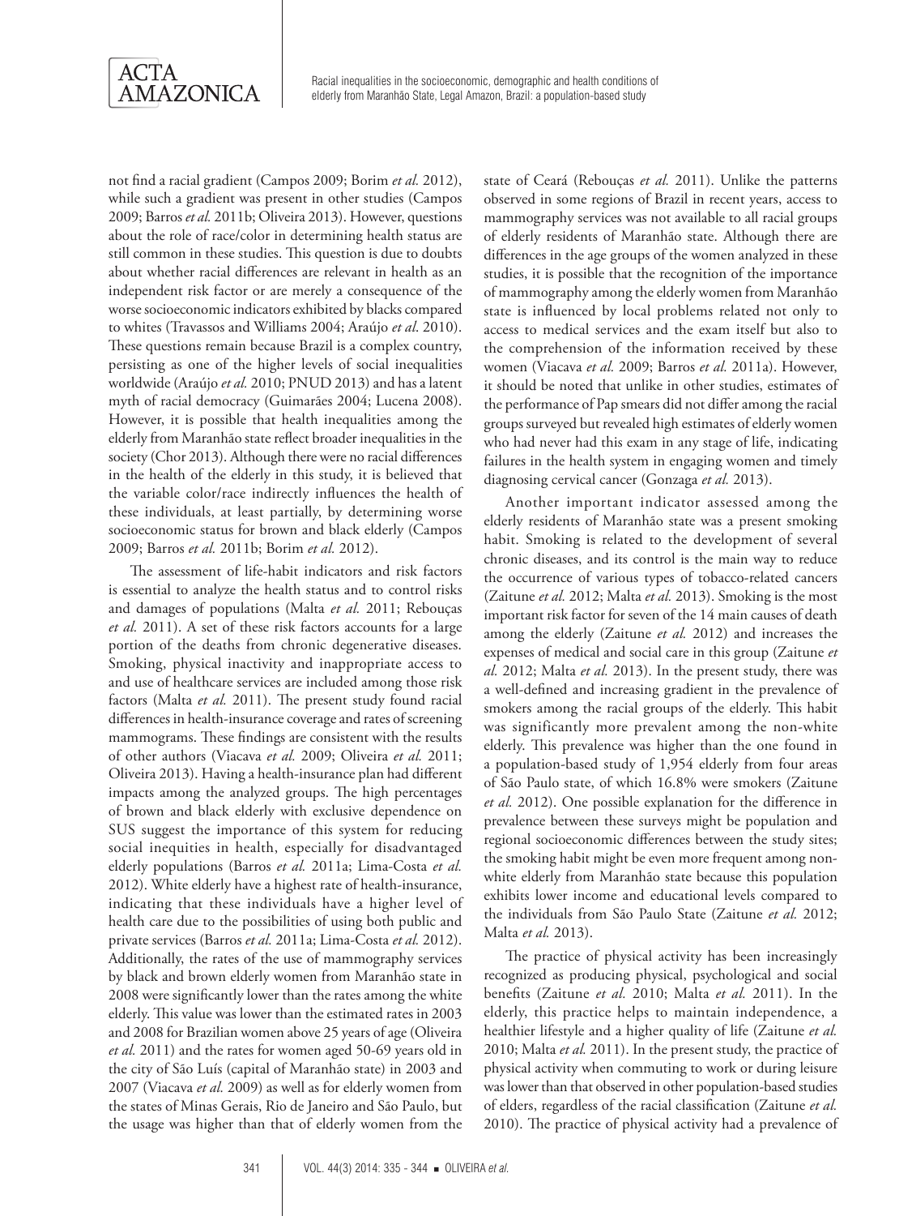not find a racial gradient (Campos 2009; Borim *et al.* 2012), while such a gradient was present in other studies (Campos 2009; Barros *et al.* 2011b; Oliveira 2013). However, questions about the role of race/color in determining health status are still common in these studies. This question is due to doubts about whether racial differences are relevant in health as an independent risk factor or are merely a consequence of the worse socioeconomic indicators exhibited by blacks compared to whites (Travassos and Williams 2004; Araújo *et al*. 2010). These questions remain because Brazil is a complex country, persisting as one of the higher levels of social inequalities worldwide (Araújo *et al.* 2010; PNUD 2013) and has a latent myth of racial democracy (Guimarães 2004; Lucena 2008). However, it is possible that health inequalities among the elderly from Maranhão state reflect broader inequalities in the society (Chor 2013). Although there were no racial differences in the health of the elderly in this study, it is believed that the variable color/race indirectly influences the health of these individuals, at least partially, by determining worse socioeconomic status for brown and black elderly (Campos 2009; Barros *et al.* 2011b; Borim *et al.* 2012).

The assessment of life-habit indicators and risk factors is essential to analyze the health status and to control risks and damages of populations (Malta *et al.* 2011; Rebouças *et al.* 2011). A set of these risk factors accounts for a large portion of the deaths from chronic degenerative diseases. Smoking, physical inactivity and inappropriate access to and use of healthcare services are included among those risk factors (Malta *et al.* 2011). The present study found racial differences in health-insurance coverage and rates of screening mammograms. These findings are consistent with the results of other authors (Viacava *et al.* 2009; Oliveira *et al.* 2011; Oliveira 2013). Having a health-insurance plan had different impacts among the analyzed groups. The high percentages of brown and black elderly with exclusive dependence on SUS suggest the importance of this system for reducing social inequities in health, especially for disadvantaged elderly populations (Barros *et al.* 2011a; Lima-Costa *et al.* 2012). White elderly have a highest rate of health-insurance, indicating that these individuals have a higher level of health care due to the possibilities of using both public and private services (Barros *et al.* 2011a; Lima-Costa *et al.* 2012). Additionally, the rates of the use of mammography services by black and brown elderly women from Maranhão state in 2008 were significantly lower than the rates among the white elderly. This value was lower than the estimated rates in 2003 and 2008 for Brazilian women above 25 years of age (Oliveira *et al.* 2011) and the rates for women aged 50-69 years old in the city of São Luís (capital of Maranhão state) in 2003 and 2007 (Viacava *et al.* 2009) as well as for elderly women from the states of Minas Gerais, Rio de Janeiro and São Paulo, but the usage was higher than that of elderly women from the state of Ceará (Rebouças *et al.* 2011). Unlike the patterns observed in some regions of Brazil in recent years, access to mammography services was not available to all racial groups of elderly residents of Maranhão state. Although there are differences in the age groups of the women analyzed in these studies, it is possible that the recognition of the importance of mammography among the elderly women from Maranhão state is influenced by local problems related not only to access to medical services and the exam itself but also to the comprehension of the information received by these women (Viacava *et al.* 2009; Barros *et al.* 2011a). However, it should be noted that unlike in other studies, estimates of the performance of Pap smears did not differ among the racial groups surveyed but revealed high estimates of elderly women who had never had this exam in any stage of life, indicating failures in the health system in engaging women and timely diagnosing cervical cancer (Gonzaga *et al.* 2013).

Another important indicator assessed among the elderly residents of Maranhão state was a present smoking habit. Smoking is related to the development of several chronic diseases, and its control is the main way to reduce the occurrence of various types of tobacco-related cancers (Zaitune *et al.* 2012; Malta *et al.* 2013). Smoking is the most important risk factor for seven of the 14 main causes of death among the elderly (Zaitune *et al.* 2012) and increases the expenses of medical and social care in this group (Zaitune *et al.* 2012; Malta *et al.* 2013). In the present study, there was a well-defined and increasing gradient in the prevalence of smokers among the racial groups of the elderly. This habit was significantly more prevalent among the non-white elderly. This prevalence was higher than the one found in a population-based study of 1,954 elderly from four areas of São Paulo state, of which 16.8% were smokers (Zaitune *et al.* 2012). One possible explanation for the difference in prevalence between these surveys might be population and regional socioeconomic differences between the study sites; the smoking habit might be even more frequent among non-white elderly from Maranhão state because this population exhibits lower income and educational levels compared to the individuals from São Paulo State (Zaitune *et al.* 2012; Malta *et al.* 2013).

The practice of physical activity has been increasingly recognized as producing physical, psychological and social benefits (Zaitune *et al.* 2010; Malta *et al.* 2011). In the elderly, this practice helps to maintain independence, a healthier lifestyle and a higher quality of life (Zaitune *et al.* 2010; Malta *et al.* 2011). In the present study, the practice of physical activity when commuting to work or during leisure was lower than that observed in other population-based studies of elders, regardless of the racial classification (Zaitune *et al.* 2010). The practice of physical activity had a prevalence of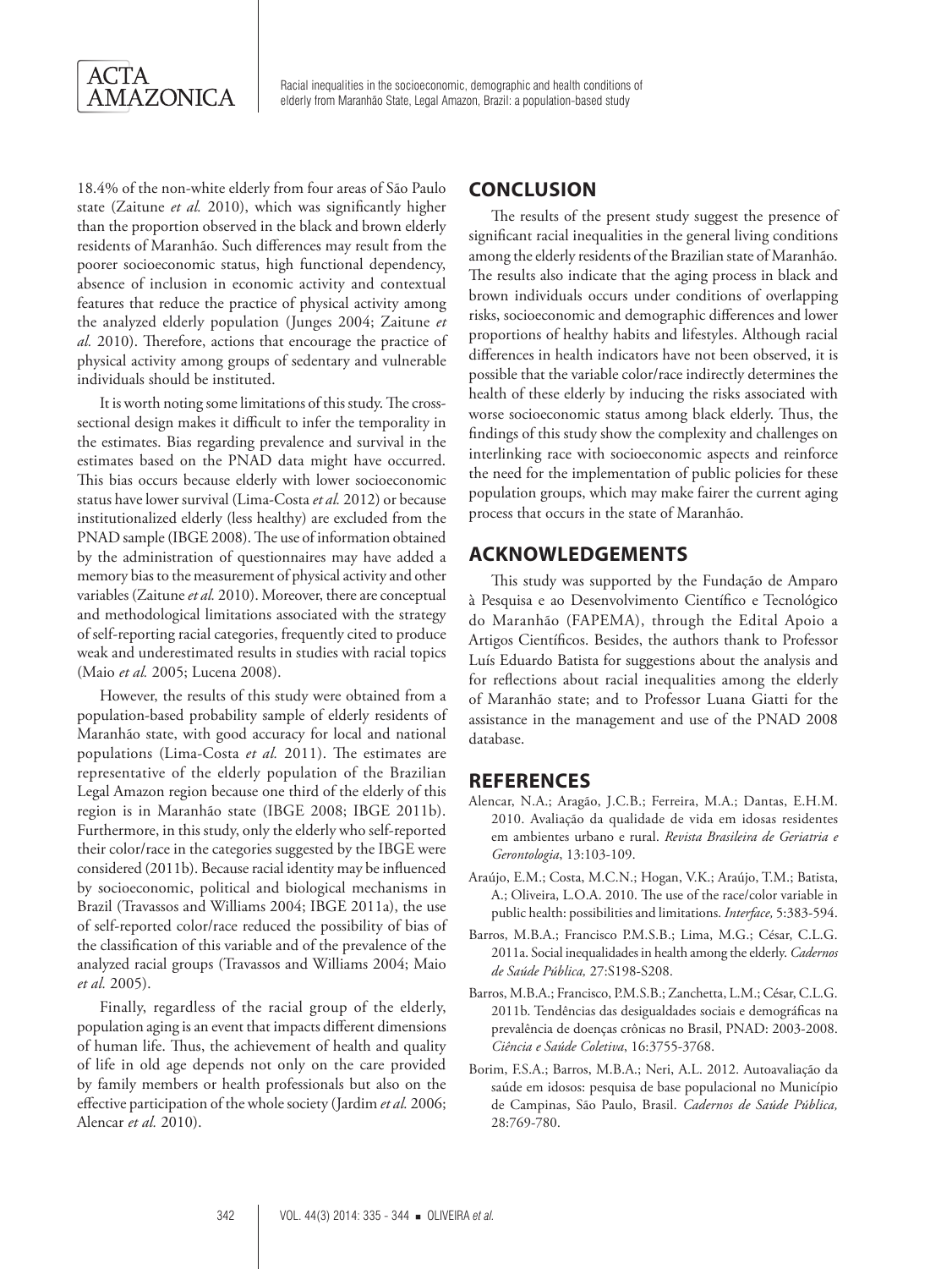18.4% of the non-white elderly from four areas of São Paulo state (Zaitune *et al.* 2010), which was significantly higher than the proportion observed in the black and brown elderly residents of Maranhão. Such differences may result from the poorer socioeconomic status, high functional dependency, absence of inclusion in economic activity and contextual features that reduce the practice of physical activity among the analyzed elderly population (Junges 2004; Zaitune *et al.* 2010). Therefore, actions that encourage the practice of physical activity among groups of sedentary and vulnerable individuals should be instituted.

It is worth noting some limitations of this study. The cross-sectional design makes it difficult to infer the temporality in the estimates. Bias regarding prevalence and survival in the estimates based on the PNAD data might have occurred. This bias occurs because elderly with lower socioeconomic status have lower survival (Lima-Costa *et al.* 2012) or because institutionalized elderly (less healthy) are excluded from the PNAD sample (IBGE 2008). The use of information obtained by the administration of questionnaires may have added a memory bias to the measurement of physical activity and other variables (Zaitune *et al.* 2010). Moreover, there are conceptual and methodological limitations associated with the strategy of self-reporting racial categories, frequently cited to produce weak and underestimated results in studies with racial topics (Maio *et al.* 2005; Lucena 2008).

However, the results of this study were obtained from a population-based probability sample of elderly residents of Maranhão state, with good accuracy for local and national populations (Lima-Costa *et al.* 2011). The estimates are representative of the elderly population of the Brazilian Legal Amazon region because one third of the elderly of this region is in Maranhão state (IBGE 2008; IBGE 2011b). Furthermore, in this study, only the elderly who self-reported their color/race in the categories suggested by the IBGE were considered (2011b). Because racial identity may be influenced by socioeconomic, political and biological mechanisms in Brazil (Travassos and Williams 2004; IBGE 2011a), the use of self-reported color/race reduced the possibility of bias of the classification of this variable and of the prevalence of the analyzed racial groups (Travassos and Williams 2004; Maio *et al.* 2005).

Finally, regardless of the racial group of the elderly, population aging is an event that impacts different dimensions of human life. Thus, the achievement of health and quality of life in old age depends not only on the care provided by family members or health professionals but also on the effective participation of the whole society (Jardim *et al.* 2006; Alencar *et al.* 2010).

## CONCLUSION

The results of the present study suggest the presence of significant racial inequalities in the general living conditions among the elderly residents of the Brazilian state of Maranhão. The results also indicate that the aging process in black and brown individuals occurs under conditions of overlapping risks, socioeconomic and demographic differences and lower proportions of healthy habits and lifestyles. Although racial differences in health indicators have not been observed, it is possible that the variable color/race indirectly determines the health of these elderly by inducing the risks associated with worse socioeconomic status among black elderly. Thus, the findings of this study show the complexity and challenges on interlinking race with socioeconomic aspects and reinforce the need for the implementation of public policies for these population groups, which may make fairer the current aging process that occurs in the state of Maranhão.

## ACKNOWLEDGEMENTS

This study was supported by the Fundação de Amparo à Pesquisa e ao Desenvolvimento Científico e Tecnológico do Maranhão (FAPEMA), through the Edital Apoio a Artigos Científicos. Besides, the authors thank to Professor Luís Eduardo Batista for suggestions about the analysis and for reflections about racial inequalities among the elderly of Maranhão state; and to Professor Luana Giatti for the assistance in the management and use of the PNAD 2008 database.

## REFERENCES

Alencar, N.A.; Aragão, J.C.B.; Ferreira, M.A.; Dantas, E.H.M. 2010. Avaliação da qualidade de vida em idosas residentes em ambientes urbano e rural. *Revista Brasileira de Geriatria e Gerontologia*, 13:103-109.

Araújo, E.M.; Costa, M.C.N.; Hogan, V.K.; Araújo, T.M.; Batista, A.; Oliveira, L.O.A. 2010. The use of the race/color variable in public health: possibilities and limitations. *Interface,* 5:383-594.

Barros, M.B.A.; Francisco P.M.S.B.; Lima, M.G.; César, C.L.G. 2011a. Social inequalidades in health among the elderly. *Cadernos de Saúde Pública,* 27:S198-S208.

Barros, M.B.A.; Francisco, P.M.S.B.; Zanchetta, L.M.; César, C.L.G. 2011b. Tendências das desigualdades sociais e demográficas na prevalência de doenças crônicas no Brasil, PNAD: 2003-2008. *Ciência e Saúde Coletiva*, 16:3755-3768.

Borim, F.S.A.; Barros, M.B.A.; Neri, A.L. 2012. Autoavaliação da saúde em idosos: pesquisa de base populacional no Município de Campinas, São Paulo, Brasil. *Cadernos de Saúde Pública,* 28:769-780.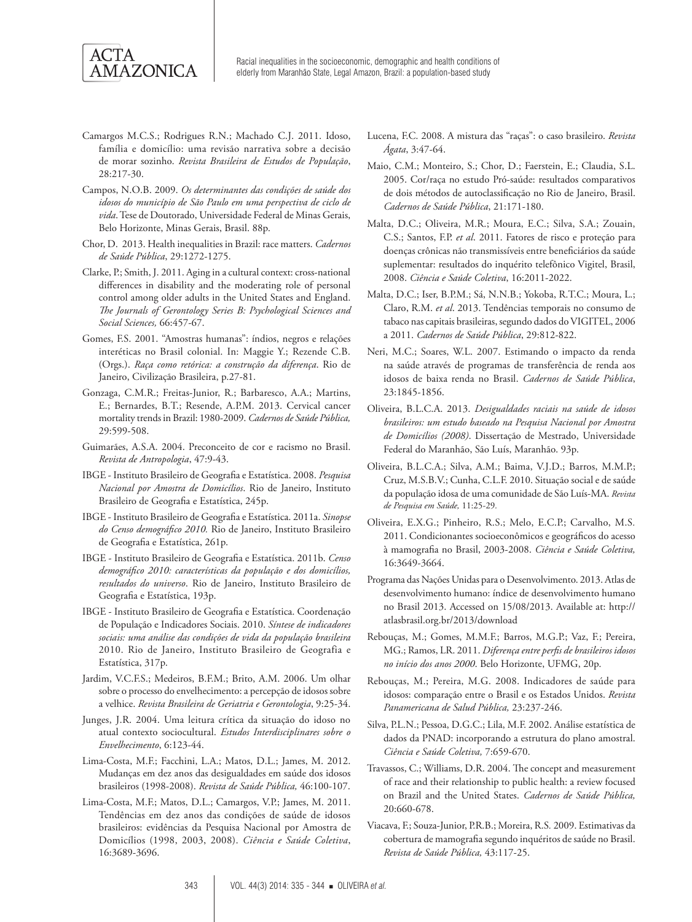Camargos M.C.S.; Rodrigues R.N.; Machado C.J. 2011. Idoso, família e domicílio: uma revisão narrativa sobre a decisão de morar sozinho. *Revista Brasileira de Estudos de População*, 28:217-30.

Campos, N.O.B. 2009. *Os determinantes das condições de saúde dos idosos do município de São Paulo em uma perspectiva de ciclo de vida*. Tese de Doutorado, Universidade Federal de Minas Gerais, Belo Horizonte, Minas Gerais, Brasil. 88p.

Chor, D. 2013. Health inequalities in Brazil: race matters. *Cadernos de Saúde Pública*, 29:1272-1275.

Clarke, P.; Smith, J. 2011. Aging in a cultural context: cross-national differences in disability and the moderating role of personal control among older adults in the United States and England. *The Journals of Gerontology Series B: Psychological Sciences and Social Sciences,* 66:457-67.

Gomes, F.S. 2001. "Amostras humanas": índios, negros e relações interéticas no Brasil colonial. In: Maggie Y.; Rezende C.B. (Orgs.). *Raça como retórica: a construção da diferença*. Rio de Janeiro, Civilização Brasileira, p.27-81.

Gonzaga, C.M.R.; Freitas-Junior, R.; Barbaresco, A.A.; Martins, E.; Bernardes, B.T.; Resende, A.P.M. 2013. Cervical cancer mortality trends in Brazil: 1980-2009. *Cadernos de Saúde Pública,* 29:599-508.

Guimarães, A.S.A. 2004. Preconceito de cor e racismo no Brasil. *Revista de Antropologia*, 47:9-43.

IBGE - Instituto Brasileiro de Geografia e Estatística. 2008. *Pesquisa Nacional por Amostra de Domicílios*. Rio de Janeiro, Instituto Brasileiro de Geografia e Estatística, 245p.

IBGE - Instituto Brasileiro de Geografia e Estatística. 2011a. *Sinopse do Censo demográfico 2010.* Rio de Janeiro, Instituto Brasileiro de Geografia e Estatística, 261p.

IBGE - Instituto Brasileiro de Geografia e Estatística. 2011b. *Censo demográfico 2010: características da população e dos domicílios, resultados do universo*. Rio de Janeiro, Instituto Brasileiro de Geografia e Estatística, 193p.

IBGE - Instituto Brasileiro de Geografia e Estatística. Coordenação de População e Indicadores Sociais. 2010. *Síntese de indicadores sociais: uma análise das condições de vida da população brasileira* 2010. Rio de Janeiro, Instituto Brasileiro de Geografia e Estatística, 317p.

Jardim, V.C.F.S.; Medeiros, B.F.M.; Brito, A.M. 2006. Um olhar sobre o processo do envelhecimento: a percepção de idosos sobre a velhice. *Revista Brasileira de Geriatria e Gerontologia*, 9:25-34.

Junges, J.R. 2004. Uma leitura crítica da situação do idoso no atual contexto sociocultural. *Estudos Interdisciplinares sobre o Envelhecimento*, 6:123-44.

Lima-Costa, M.F.; Facchini, L.A.; Matos, D.L.; James, M. 2012. Mudanças em dez anos das desigualdades em saúde dos idosos brasileiros (1998-2008). *Revista de Saúde Pública,* 46:100-107.

Lima-Costa, M.F.; Matos, D.L.; Camargos, V.P.; James, M. 2011. Tendências em dez anos das condições de saúde de idosos brasileiros: evidências da Pesquisa Nacional por Amostra de Domicílios (1998, 2003, 2008). *Ciência e Saúde Coletiva*, 16:3689-3696.

Lucena, F.C. 2008. A mistura das "raças": o caso brasileiro. *Revista Ágata*, 3:47-64.

Maio, C.M.; Monteiro, S.; Chor, D.; Faerstein, E.; Claudia, S.L. 2005. Cor/raça no estudo Pró-saúde: resultados comparativos de dois métodos de autoclassificação no Rio de Janeiro, Brasil. *Cadernos de Saúde Pública*, 21:171-180.

Malta, D.C.; Oliveira, M.R.; Moura, E.C.; Silva, S.A.; Zouain, C.S.; Santos, F.P. *et al*. 2011. Fatores de risco e proteção para doenças crônicas não transmissíveis entre beneficiários da saúde suplementar: resultados do inquérito telefônico Vigitel, Brasil, 2008. *Ciência e Saúde Coletiva*, 16:2011-2022.

Malta, D.C.; Iser, B.P.M.; Sá, N.N.B.; Yokoba, R.T.C.; Moura, L.; Claro, R.M. *et al*. 2013. Tendências temporais no consumo de tabaco nas capitais brasileiras, segundo dados do VIGITEL, 2006 a 2011. *Cadernos de Saúde Pública*, 29:812-822.

Neri, M.C.; Soares, W.L. 2007. Estimando o impacto da renda na saúde através de programas de transferência de renda aos idosos de baixa renda no Brasil. *Cadernos de Saúde Pública*, 23:1845-1856.

Oliveira, B.L.C.A. 2013. *Desigualdades raciais na saúde de idosos brasileiros: um estudo baseado na Pesquisa Nacional por Amostra de Domicílios (2008)*. Dissertação de Mestrado, Universidade Federal do Maranhão, São Luís, Maranhão. 93p.

Oliveira, B.L.C.A.; Silva, A.M.; Baima, V.J.D.; Barros, M.M.P.; Cruz, M.S.B.V.; Cunha, C.L.F. 2010. Situação social e de saúde da população idosa de uma comunidade de São Luís-MA. *Revista de Pesquisa em Saúde,* 11:25-29.

Oliveira, E.X.G.; Pinheiro, R.S.; Melo, E.C.P.; Carvalho, M.S. 2011. Condicionantes socioeconômicos e geográficos do acesso à mamografia no Brasil, 2003-2008. *Ciência e Saúde Coletiva,* 16:3649-3664.

Programa das Nações Unidas para o Desenvolvimento. 2013. Atlas de desenvolvimento humano: índice de desenvolvimento humano no Brasil 2013. Accessed on 15/08/2013. Available at: http://atlasbrasil.org.br/2013/download

Rebouças, M.; Gomes, M.M.F.; Barros, M.G.P.; Vaz, F.; Pereira, MG.; Ramos, LR. 2011. *Diferença entre perfis de brasileiros idosos no início dos anos 2000*. Belo Horizonte, UFMG, 20p.

Rebouças, M.; Pereira, M.G. 2008. Indicadores de saúde para idosos: comparação entre o Brasil e os Estados Unidos. *Revista Panamericana de Salud Pública,* 23:237-246.

Silva, P.L.N.; Pessoa, D.G.C.; Lila, M.F. 2002. Análise estatística de dados da PNAD: incorporando a estrutura do plano amostral. *Ciência e Saúde Coletiva,* 7:659-670.

Travassos, C.; Williams, D.R. 2004. The concept and measurement of race and their relationship to public health: a review focused on Brazil and the United States. *Cadernos de Saúde Pública,* 20:660-678.

Viacava, F.; Souza-Junior, P.R.B.; Moreira, R.S. 2009. Estimativas da cobertura de mamografia segundo inquéritos de saúde no Brasil. *Revista de Saúde Pública,* 43:117-25.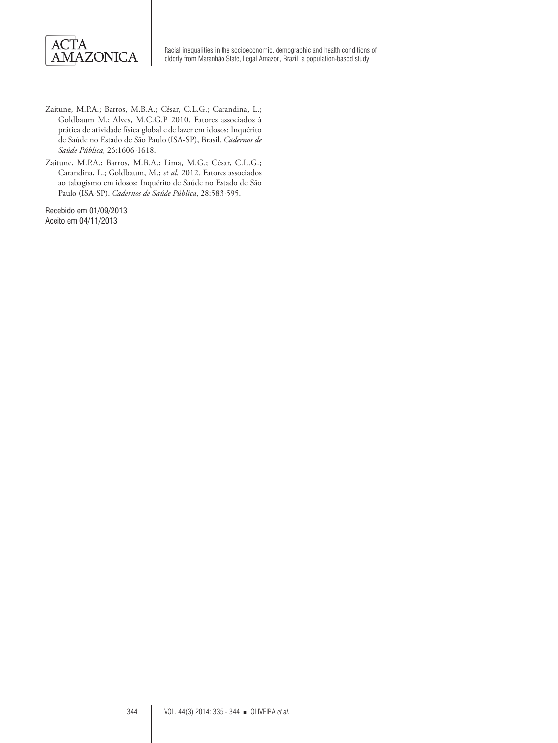Zaitune, M.P.A.; Barros, M.B.A.; César, C.L.G.; Carandina, L.; Goldbaum M.; Alves, M.C.G.P. 2010. Fatores associados à prática de atividade física global e de lazer em idosos: Inquérito de Saúde no Estado de São Paulo (ISA-SP), Brasil. *Cadernos de Saúde Pública,* 26:1606-1618.

Zaitune, M.P.A.; Barros, M.B.A.; Lima, M.G.; César, C.L.G.; Carandina, L.; Goldbaum, M.; *et al.* 2012. Fatores associados ao tabagismo em idosos: Inquérito de Saúde no Estado de São Paulo (ISA-SP). *Cadernos de Saúde Pública*, 28:583-595.

Recebido em 01/09/2013
Aceito em 04/11/2013